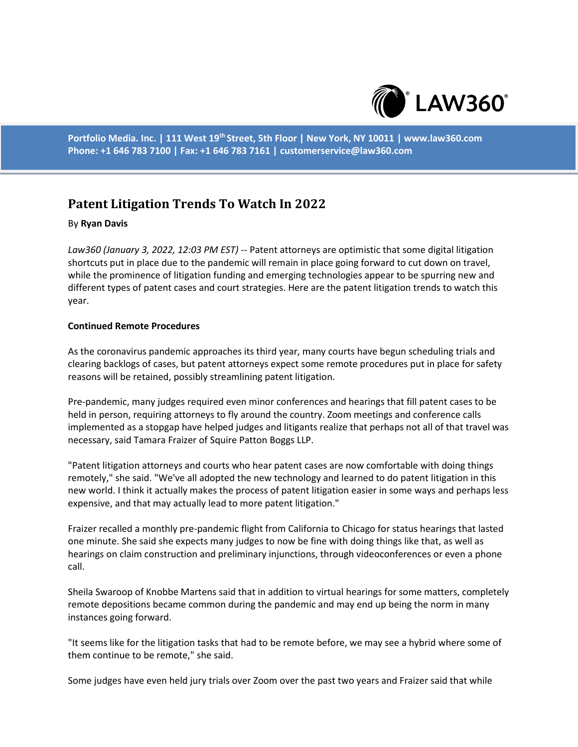# Patent Litigation Trends To Watch In 2022

By **Ryan Davis**

*Law360 (January 3, 2022, 12:03 PM EST)* -- Patent attorneys are optimistic that some digital litigation shortcuts put in place due to the pandemic will remain in place going forward to cut down on travel, while the prominence of litigation funding and emerging technologies appear to be spurring new and different types of patent cases and court strategies. Here are the patent litigation trends to watch this year.

**Continued Remote Procedures**

As the coronavirus pandemic approaches its third year, many courts have begun scheduling trials and clearing backlogs of cases, but patent attorneys expect some remote procedures put in place for safety reasons will be retained, possibly streamlining patent litigation.

Pre-pandemic, many judges required even minor conferences and hearings that fill patent cases to be held in person, requiring attorneys to fly around the country. Zoom meetings and conference calls implemented as a stopgap have helped judges and litigants realize that perhaps not all of that travel was necessary, said Tamara Fraizer of Squire Patton Boggs LLP.

"Patent litigation attorneys and courts who hear patent cases are now comfortable with doing things remotely," she said. "We've all adopted the new technology and learned to do patent litigation in this new world. I think it actually makes the process of patent litigation easier in some ways and perhaps less expensive, and that may actually lead to more patent litigation."

Fraizer recalled a monthly pre-pandemic flight from California to Chicago for status hearings that lasted one minute. She said she expects many judges to now be fine with doing things like that, as well as hearings on claim construction and preliminary injunctions, through videoconferences or even a phone call.

Sheila Swaroop of Knobbe Martens said that in addition to virtual hearings for some matters, completely remote depositions became common during the pandemic and may end up being the norm in many instances going forward.

"It seems like for the litigation tasks that had to be remote before, we may see a hybrid where some of them continue to be remote," she said.

Some judges have even held jury trials over Zoom over the past two years and Fraizer said that while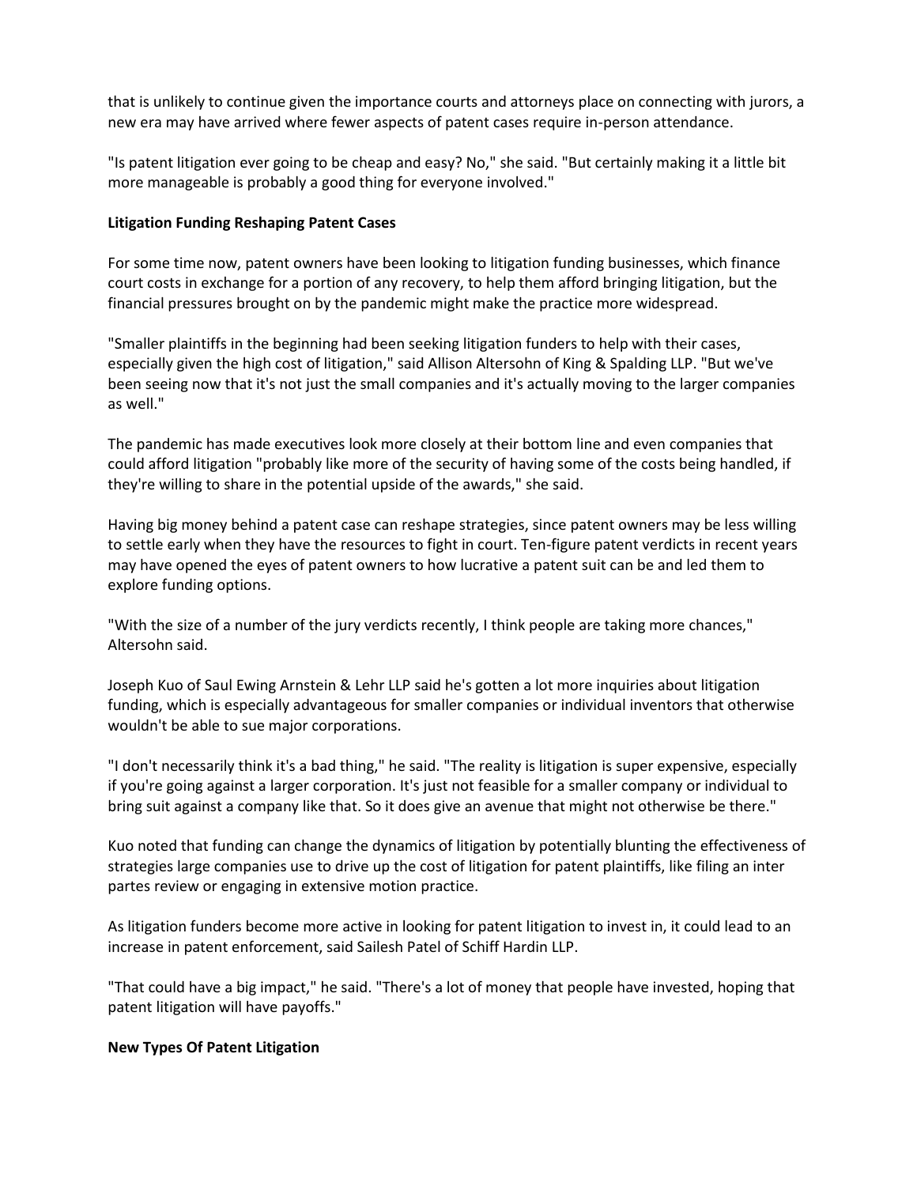that is unlikely to continue given the importance courts and attorneys place on connecting with jurors, a new era may have arrived where fewer aspects of patent cases require in-person attendance.

"Is patent litigation ever going to be cheap and easy? No," she said. "But certainly making it a little bit more manageable is probably a good thing for everyone involved."

**Litigation Funding Reshaping Patent Cases**

For some time now, patent owners have been looking to litigation funding businesses, which finance court costs in exchange for a portion of any recovery, to help them afford bringing litigation, but the financial pressures brought on by the pandemic might make the practice more widespread.

"Smaller plaintiffs in the beginning had been seeking litigation funders to help with their cases, especially given the high cost of litigation," said Allison Altersohn of King & Spalding LLP. "But we've been seeing now that it's not just the small companies and it's actually moving to the larger companies as well."

The pandemic has made executives look more closely at their bottom line and even companies that could afford litigation "probably like more of the security of having some of the costs being handled, if they're willing to share in the potential upside of the awards," she said.

Having big money behind a patent case can reshape strategies, since patent owners may be less willing to settle early when they have the resources to fight in court. Ten-figure patent verdicts in recent years may have opened the eyes of patent owners to how lucrative a patent suit can be and led them to explore funding options.

"With the size of a number of the jury verdicts recently, I think people are taking more chances," Altersohn said.

Joseph Kuo of Saul Ewing Arnstein & Lehr LLP said he's gotten a lot more inquiries about litigation funding, which is especially advantageous for smaller companies or individual inventors that otherwise wouldn't be able to sue major corporations.

"I don't necessarily think it's a bad thing," he said. "The reality is litigation is super expensive, especially if you're going against a larger corporation. It's just not feasible for a smaller company or individual to bring suit against a company like that. So it does give an avenue that might not otherwise be there."

Kuo noted that funding can change the dynamics of litigation by potentially blunting the effectiveness of strategies large companies use to drive up the cost of litigation for patent plaintiffs, like filing an inter partes review or engaging in extensive motion practice.

As litigation funders become more active in looking for patent litigation to invest in, it could lead to an increase in patent enforcement, said Sailesh Patel of Schiff Hardin LLP.

"That could have a big impact," he said. "There's a lot of money that people have invested, hoping that patent litigation will have payoffs."

**New Types Of Patent Litigation**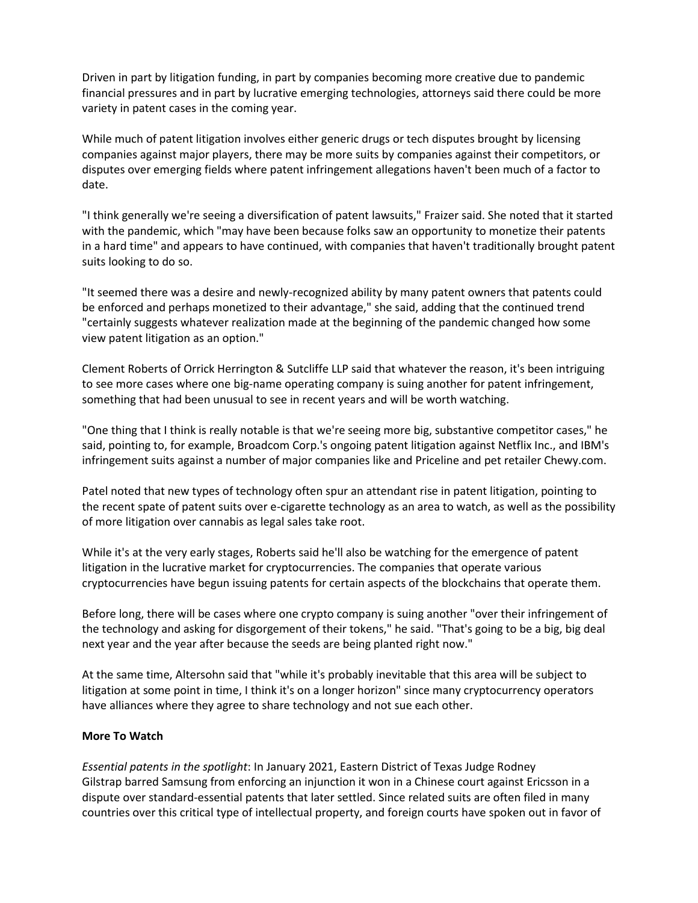Driven in part by litigation funding, in part by companies becoming more creative due to pandemic financial pressures and in part by lucrative emerging technologies, attorneys said there could be more variety in patent cases in the coming year.

While much of patent litigation involves either generic drugs or tech disputes brought by licensing companies against major players, there may be more suits by companies against their competitors, or disputes over emerging fields where patent infringement allegations haven't been much of a factor to date.

"I think generally we're seeing a diversification of patent lawsuits," Fraizer said. She noted that it started with the pandemic, which "may have been because folks saw an opportunity to monetize their patents in a hard time" and appears to have continued, with companies that haven't traditionally brought patent suits looking to do so.

"It seemed there was a desire and newly-recognized ability by many patent owners that patents could be enforced and perhaps monetized to their advantage," she said, adding that the continued trend "certainly suggests whatever realization made at the beginning of the pandemic changed how some view patent litigation as an option."

Clement Roberts of Orrick Herrington & Sutcliffe LLP said that whatever the reason, it's been intriguing to see more cases where one big-name operating company is suing another for patent infringement, something that had been unusual to see in recent years and will be worth watching.

"One thing that I think is really notable is that we're seeing more big, substantive competitor cases," he said, pointing to, for example, Broadcom Corp.'s ongoing patent litigation against Netflix Inc., and IBM's infringement suits against a number of major companies like and Priceline and pet retailer Chewy.com.

Patel noted that new types of technology often spur an attendant rise in patent litigation, pointing to the recent spate of patent suits over e-cigarette technology as an area to watch, as well as the possibility of more litigation over cannabis as legal sales take root.

While it's at the very early stages, Roberts said he'll also be watching for the emergence of patent litigation in the lucrative market for cryptocurrencies. The companies that operate various cryptocurrencies have begun issuing patents for certain aspects of the blockchains that operate them.

Before long, there will be cases where one crypto company is suing another "over their infringement of the technology and asking for disgorgement of their tokens," he said. "That's going to be a big, big deal next year and the year after because the seeds are being planted right now."

At the same time, Altersohn said that "while it's probably inevitable that this area will be subject to litigation at some point in time, I think it's on a longer horizon" since many cryptocurrency operators have alliances where they agree to share technology and not sue each other.

**More To Watch**

*Essential patents in the spotlight*: In January 2021, Eastern District of Texas Judge Rodney Gilstrap barred Samsung from enforcing an injunction it won in a Chinese court against Ericsson in a dispute over standard-essential patents that later settled. Since related suits are often filed in many countries over this critical type of intellectual property, and foreign courts have spoken out in favor of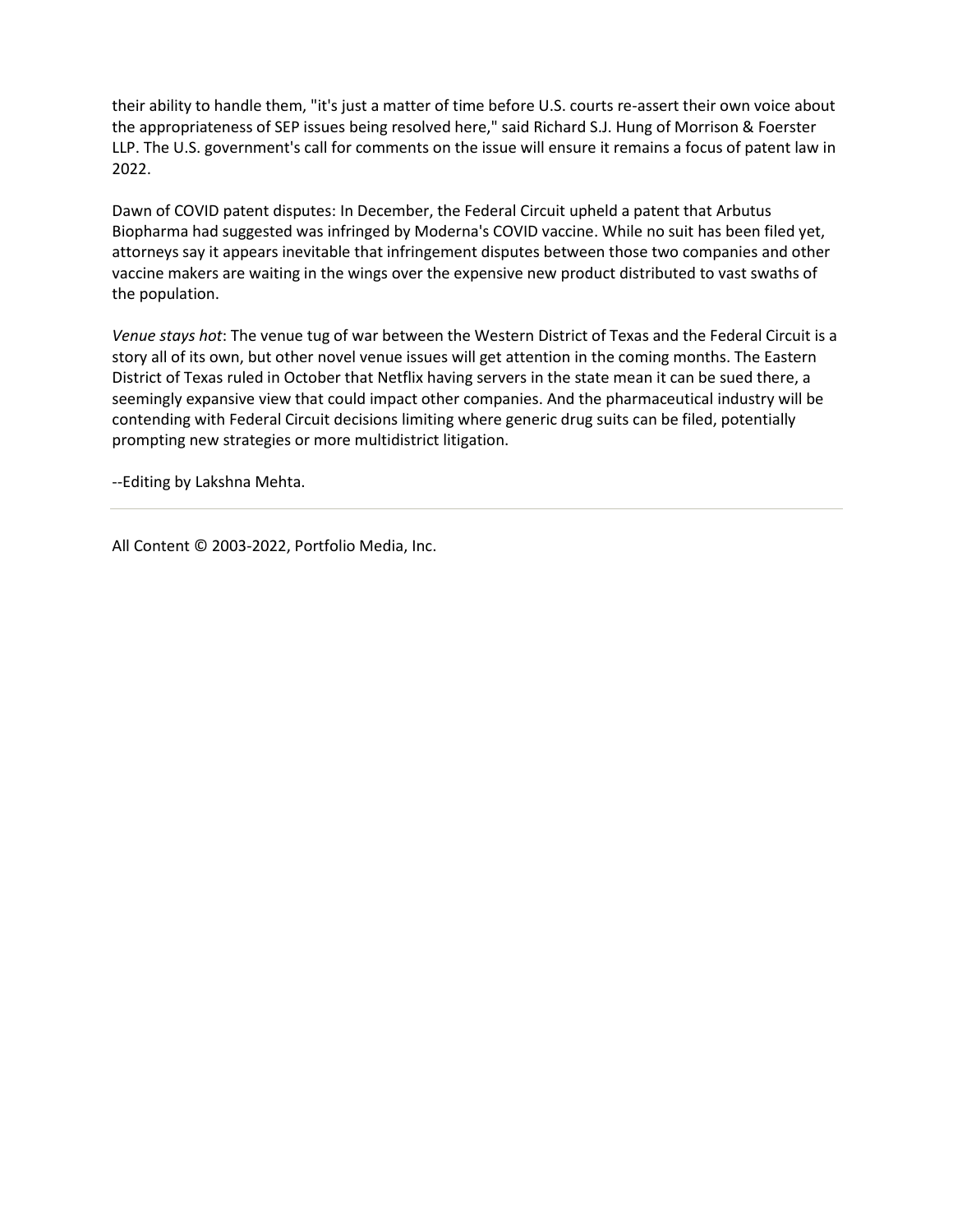their ability to handle them, "it's just a matter of time before U.S. courts re-assert their own voice about the appropriateness of SEP issues being resolved here," said Richard S.J. Hung of Morrison & Foerster LLP. The U.S. government's call for comments on the issue will ensure it remains a focus of patent law in 2022.

Dawn of COVID patent disputes: In December, the Federal Circuit upheld a patent that Arbutus Biopharma had suggested was infringed by Moderna's COVID vaccine. While no suit has been filed yet, attorneys say it appears inevitable that infringement disputes between those two companies and other vaccine makers are waiting in the wings over the expensive new product distributed to vast swaths of the population.

*Venue stays hot*: The venue tug of war between the Western District of Texas and the Federal Circuit is a story all of its own, but other novel venue issues will get attention in the coming months. The Eastern District of Texas ruled in October that Netflix having servers in the state mean it can be sued there, a seemingly expansive view that could impact other companies. And the pharmaceutical industry will be contending with Federal Circuit decisions limiting where generic drug suits can be filed, potentially prompting new strategies or more multidistrict litigation.

--Editing by Lakshna Mehta.

---

All Content © 2003-2022, Portfolio Media, Inc.